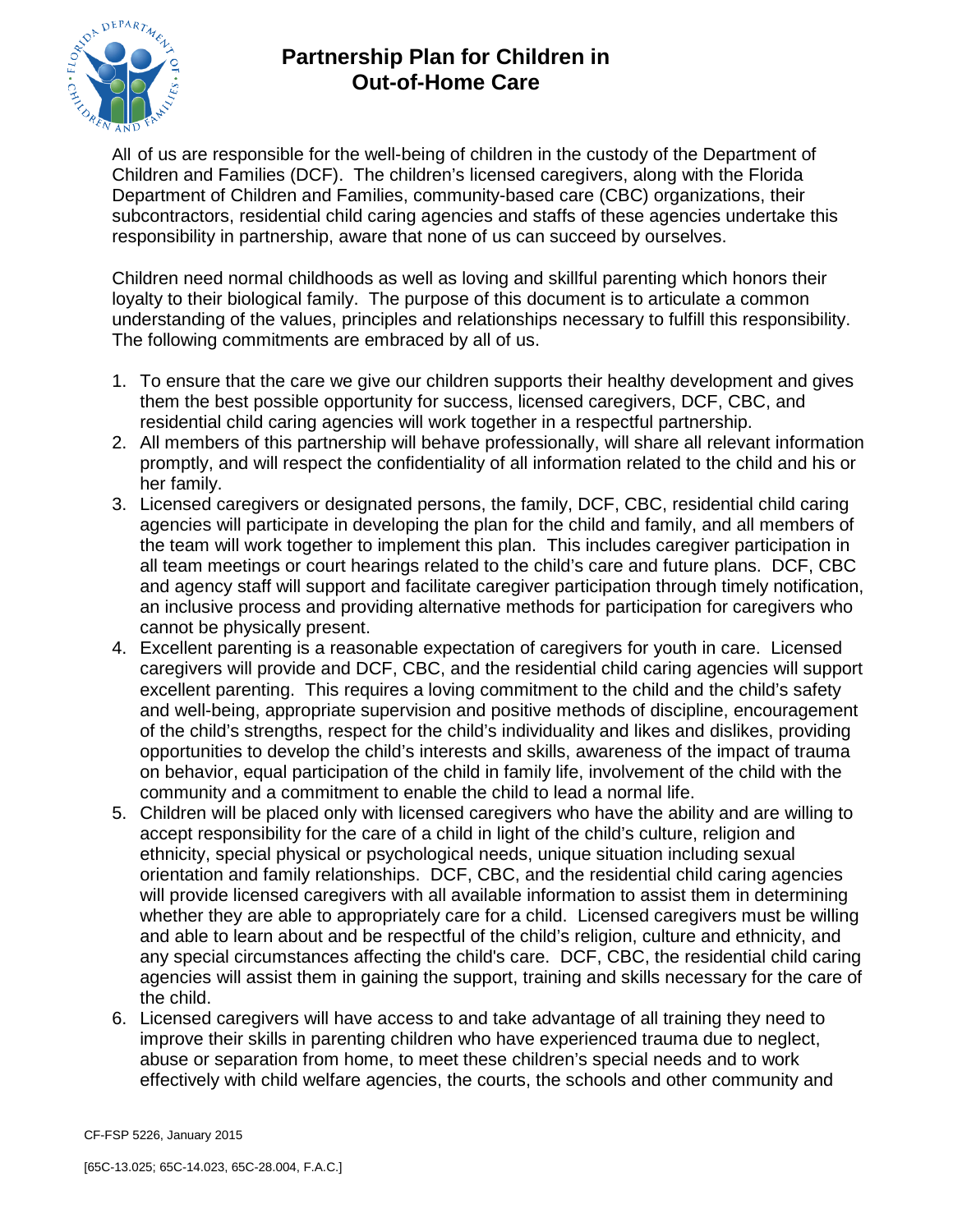# Partnership Plan for Children in Out-of-Home Care

All of us are responsible for the well-being of children in the custody of the Department of Children and Families (DCF). The children's licensed caregivers, along with the Florida Department of Children and Families, community-based care (CBC) organizations, their subcontractors, residential child caring agencies and staffs of these agencies undertake this responsibility in partnership, aware that none of us can succeed by ourselves.

Children need normal childhoods as well as loving and skillful parenting which honors their loyalty to their biological family. The purpose of this document is to articulate a common understanding of the values, principles and relationships necessary to fulfill this responsibility. The following commitments are embraced by all of us.

1. To ensure that the care we give our children supports their healthy development and gives them the best possible opportunity for success, licensed caregivers, DCF, CBC, and residential child caring agencies will work together in a respectful partnership.
2. All members of this partnership will behave professionally, will share all relevant information promptly, and will respect the confidentiality of all information related to the child and his or her family.
3. Licensed caregivers or designated persons, the family, DCF, CBC, residential child caring agencies will participate in developing the plan for the child and family, and all members of the team will work together to implement this plan. This includes caregiver participation in all team meetings or court hearings related to the child's care and future plans. DCF, CBC and agency staff will support and facilitate caregiver participation through timely notification, an inclusive process and providing alternative methods for participation for caregivers who cannot be physically present.
4. Excellent parenting is a reasonable expectation of caregivers for youth in care. Licensed caregivers will provide and DCF, CBC, and the residential child caring agencies will support excellent parenting. This requires a loving commitment to the child and the child's safety and well-being, appropriate supervision and positive methods of discipline, encouragement of the child's strengths, respect for the child's individuality and likes and dislikes, providing opportunities to develop the child's interests and skills, awareness of the impact of trauma on behavior, equal participation of the child in family life, involvement of the child with the community and a commitment to enable the child to lead a normal life.
5. Children will be placed only with licensed caregivers who have the ability and are willing to accept responsibility for the care of a child in light of the child's culture, religion and ethnicity, special physical or psychological needs, unique situation including sexual orientation and family relationships. DCF, CBC, and the residential child caring agencies will provide licensed caregivers with all available information to assist them in determining whether they are able to appropriately care for a child. Licensed caregivers must be willing and able to learn about and be respectful of the child's religion, culture and ethnicity, and any special circumstances affecting the child's care. DCF, CBC, the residential child caring agencies will assist them in gaining the support, training and skills necessary for the care of the child.
6. Licensed caregivers will have access to and take advantage of all training they need to improve their skills in parenting children who have experienced trauma due to neglect, abuse or separation from home, to meet these children's special needs and to work effectively with child welfare agencies, the courts, the schools and other community and

CF-FSP 5226, January 2015

[65C-13.025; 65C-14.023, 65C-28.004, F.A.C.]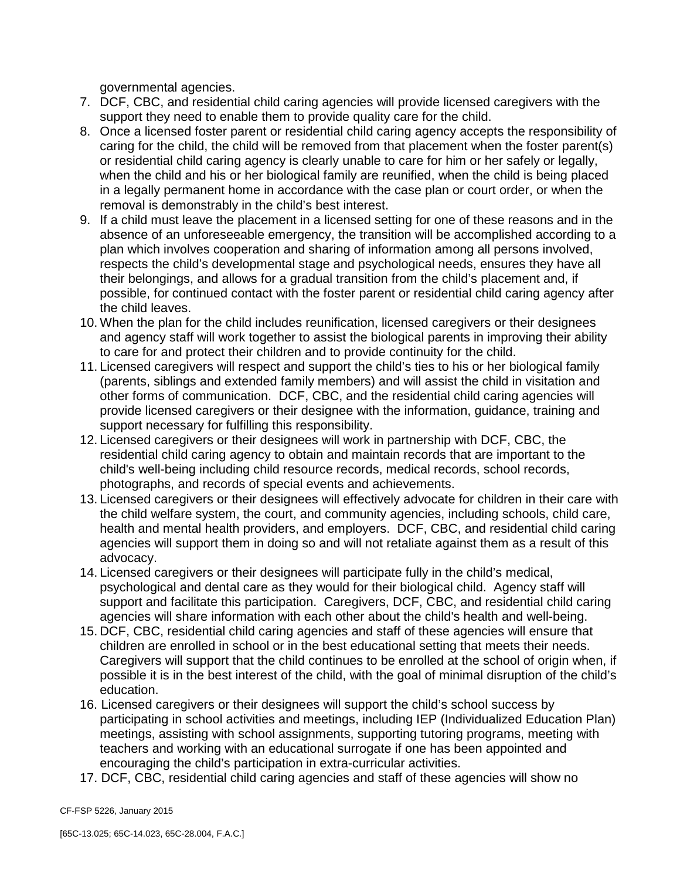governmental agencies.

7. DCF, CBC, and residential child caring agencies will provide licensed caregivers with the support they need to enable them to provide quality care for the child.
8. Once a licensed foster parent or residential child caring agency accepts the responsibility of caring for the child, the child will be removed from that placement when the foster parent(s) or residential child caring agency is clearly unable to care for him or her safely or legally, when the child and his or her biological family are reunified, when the child is being placed in a legally permanent home in accordance with the case plan or court order, or when the removal is demonstrably in the child's best interest.
9. If a child must leave the placement in a licensed setting for one of these reasons and in the absence of an unforeseeable emergency, the transition will be accomplished according to a plan which involves cooperation and sharing of information among all persons involved, respects the child's developmental stage and psychological needs, ensures they have all their belongings, and allows for a gradual transition from the child's placement and, if possible, for continued contact with the foster parent or residential child caring agency after the child leaves.
10. When the plan for the child includes reunification, licensed caregivers or their designees and agency staff will work together to assist the biological parents in improving their ability to care for and protect their children and to provide continuity for the child.
11. Licensed caregivers will respect and support the child's ties to his or her biological family (parents, siblings and extended family members) and will assist the child in visitation and other forms of communication. DCF, CBC, and the residential child caring agencies will provide licensed caregivers or their designee with the information, guidance, training and support necessary for fulfilling this responsibility.
12. Licensed caregivers or their designees will work in partnership with DCF, CBC, the residential child caring agency to obtain and maintain records that are important to the child's well-being including child resource records, medical records, school records, photographs, and records of special events and achievements.
13. Licensed caregivers or their designees will effectively advocate for children in their care with the child welfare system, the court, and community agencies, including schools, child care, health and mental health providers, and employers. DCF, CBC, and residential child caring agencies will support them in doing so and will not retaliate against them as a result of this advocacy.
14. Licensed caregivers or their designees will participate fully in the child's medical, psychological and dental care as they would for their biological child. Agency staff will support and facilitate this participation. Caregivers, DCF, CBC, and residential child caring agencies will share information with each other about the child's health and well-being.
15. DCF, CBC, residential child caring agencies and staff of these agencies will ensure that children are enrolled in school or in the best educational setting that meets their needs. Caregivers will support that the child continues to be enrolled at the school of origin when, if possible it is in the best interest of the child, with the goal of minimal disruption of the child's education.
16. Licensed caregivers or their designees will support the child's school success by participating in school activities and meetings, including IEP (Individualized Education Plan) meetings, assisting with school assignments, supporting tutoring programs, meeting with teachers and working with an educational surrogate if one has been appointed and encouraging the child's participation in extra-curricular activities.
17. DCF, CBC, residential child caring agencies and staff of these agencies will show no

CF-FSP 5226, January 2015

[65C-13.025; 65C-14.023, 65C-28.004, F.A.C.]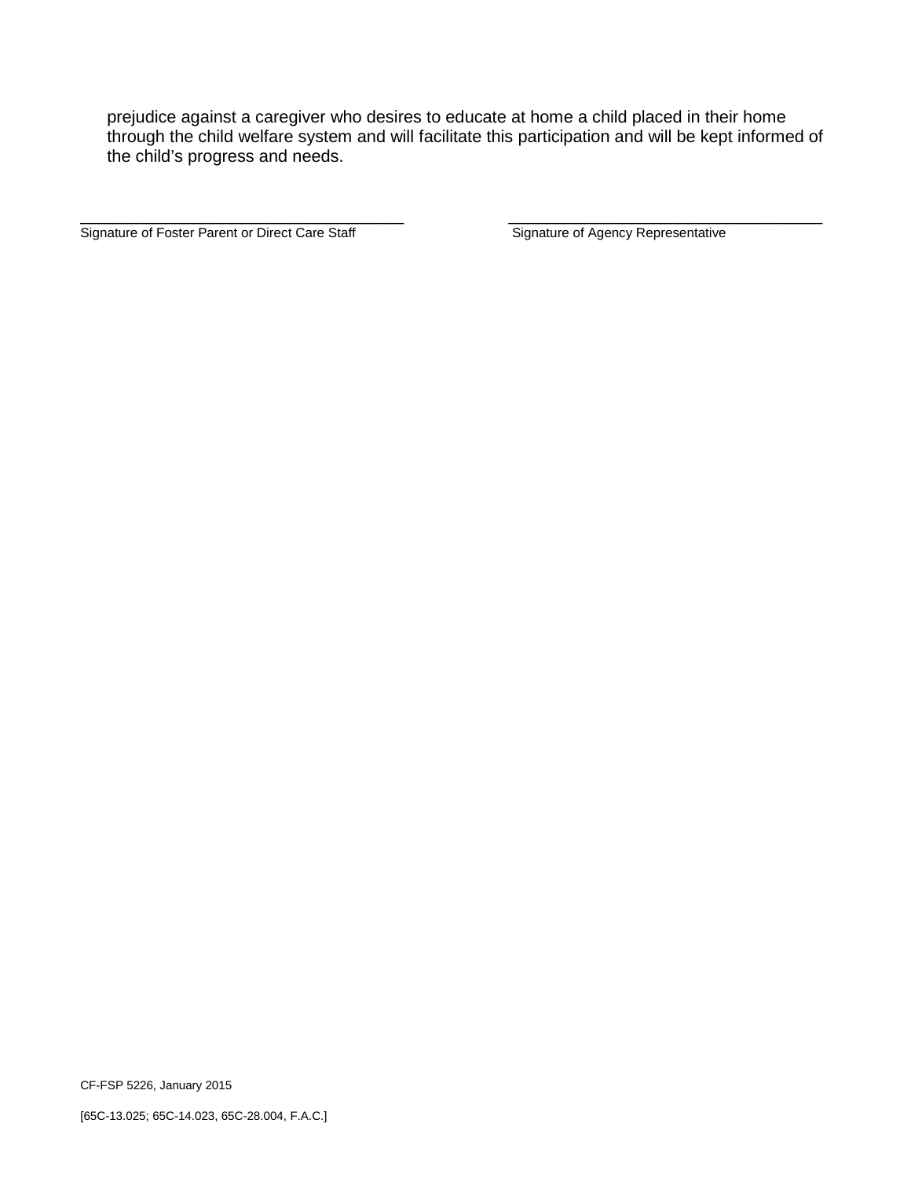prejudice against a caregiver who desires to educate at home a child placed in their home through the child welfare system and will facilitate this participation and will be kept informed of the child's progress and needs.

| | |
|---|---|
| ______________________________________ | ______________________________________ |
| Signature of Foster Parent or Direct Care Staff | Signature of Agency Representative |

CF-FSP 5226, January 2015

[65C-13.025; 65C-14.023, 65C-28.004, F.A.C.]